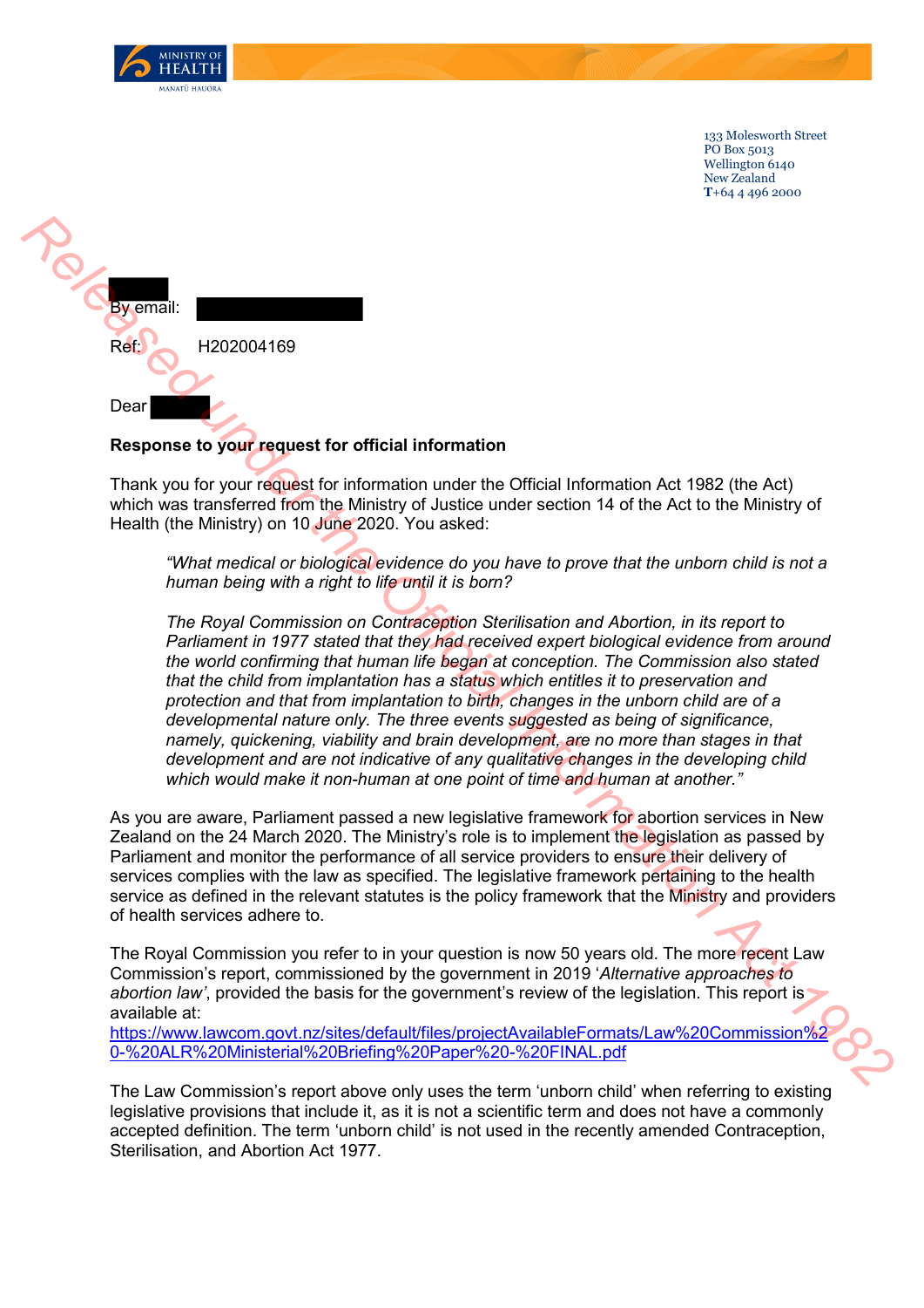MINISTRY OF HEALTH
MANATŪ HAUORA

133 Molesworth Street
PO Box 5013
Wellington 6140
New Zealand
T+64 4 496 2000

By email:

Ref: H202004169

Dear

**Response to your request for official information**

Thank you for your request for information under the Official Information Act 1982 (the Act) which was transferred from the Ministry of Justice under section 14 of the Act to the Ministry of Health (the Ministry) on 10 June 2020. You asked:

> *"What medical or biological evidence do you have to prove that the unborn child is not a human being with a right to life until it is born?*
>
> *The Royal Commission on Contraception Sterilisation and Abortion, in its report to Parliament in 1977 stated that they had received expert biological evidence from around the world confirming that human life began at conception. The Commission also stated that the child from implantation has a status which entitles it to preservation and protection and that from implantation to birth, changes in the unborn child are of a developmental nature only. The three events suggested as being of significance, namely, quickening, viability and brain development, are no more than stages in that development and are not indicative of any qualitative changes in the developing child which would make it non-human at one point of time and human at another."*

As you are aware, Parliament passed a new legislative framework for abortion services in New Zealand on the 24 March 2020. The Ministry's role is to implement the legislation as passed by Parliament and monitor the performance of all service providers to ensure their delivery of services complies with the law as specified. The legislative framework pertaining to the health service as defined in the relevant statutes is the policy framework that the Ministry and providers of health services adhere to.

The Royal Commission you refer to in your question is now 50 years old. The more recent Law Commission's report, commissioned by the government in 2019 '*Alternative approaches to abortion law*', provided the basis for the government's review of the legislation. This report is available at:
https://www.lawcom.govt.nz/sites/default/files/projectAvailableFormats/Law%20Commission%20-%20ALR%20Ministerial%20Briefing%20Paper%20-%20FINAL.pdf

The Law Commission's report above only uses the term 'unborn child' when referring to existing legislative provisions that include it, as it is not a scientific term and does not have a commonly accepted definition. The term 'unborn child' is not used in the recently amended Contraception, Sterilisation, and Abortion Act 1977.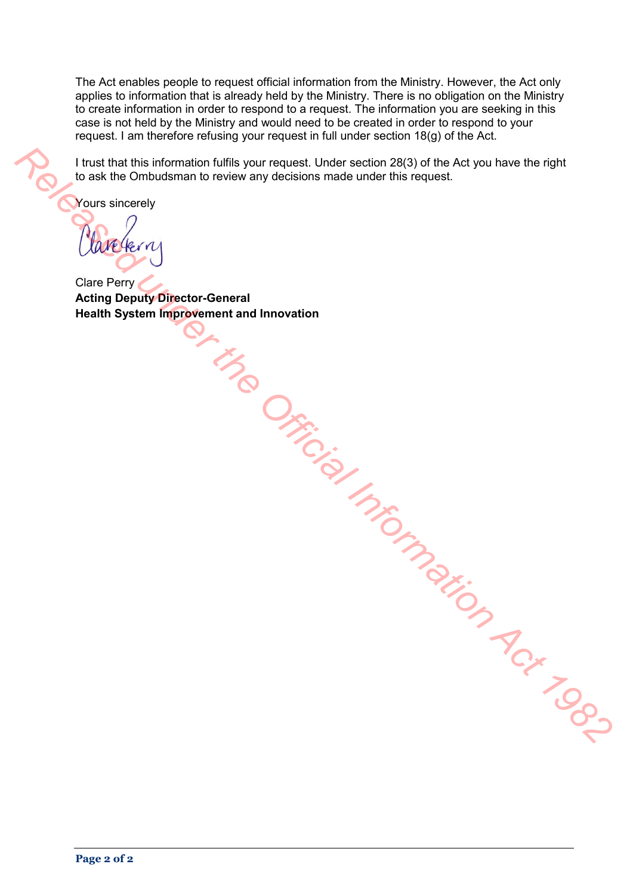The Act enables people to request official information from the Ministry. However, the Act only applies to information that is already held by the Ministry. There is no obligation on the Ministry to create information in order to respond to a request. The information you are seeking in this case is not held by the Ministry and would need to be created in order to respond to your request. I am therefore refusing your request in full under section 18(g) of the Act.

I trust that this information fulfils your request. Under section 28(3) of the Act you have the right to ask the Ombudsman to review any decisions made under this request.

Yours sincerely

Clare Perry
**Acting Deputy Director-General**
**Health System Improvement and Innovation**

Released under the Official Information Act 1982